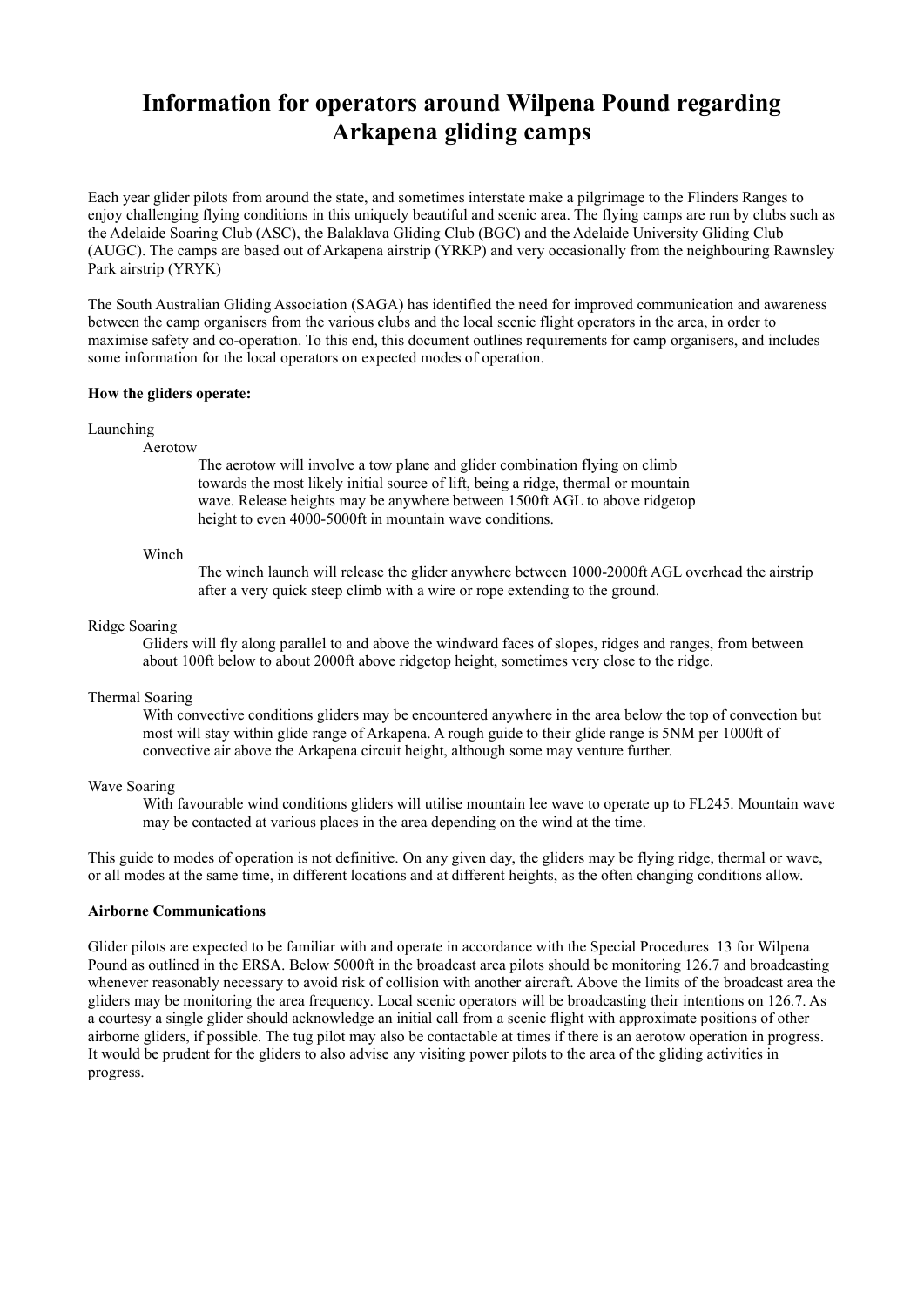# Information for operators around Wilpena Pound regarding Arkapena gliding camps

Each year glider pilots from around the state, and sometimes interstate make a pilgrimage to the Flinders Ranges to enjoy challenging flying conditions in this uniquely beautiful and scenic area. The flying camps are run by clubs such as the Adelaide Soaring Club (ASC), the Balaklava Gliding Club (BGC) and the Adelaide University Gliding Club (AUGC). The camps are based out of Arkapena airstrip (YRKP) and very occasionally from the neighbouring Rawnsley Park airstrip (YRYK)

The South Australian Gliding Association (SAGA) has identified the need for improved communication and awareness between the camp organisers from the various clubs and the local scenic flight operators in the area, in order to maximise safety and co-operation. To this end, this document outlines requirements for camp organisers, and includes some information for the local operators on expected modes of operation.

**How the gliders operate:**

Launching

Aerotow

The aerotow will involve a tow plane and glider combination flying on climb towards the most likely initial source of lift, being a ridge, thermal or mountain wave. Release heights may be anywhere between 1500ft AGL to above ridgetop height to even 4000-5000ft in mountain wave conditions.

Winch

The winch launch will release the glider anywhere between 1000-2000ft AGL overhead the airstrip after a very quick steep climb with a wire or rope extending to the ground.

Ridge Soaring

Gliders will fly along parallel to and above the windward faces of slopes, ridges and ranges, from between about 100ft below to about 2000ft above ridgetop height, sometimes very close to the ridge.

Thermal Soaring

With convective conditions gliders may be encountered anywhere in the area below the top of convection but most will stay within glide range of Arkapena. A rough guide to their glide range is 5NM per 1000ft of convective air above the Arkapena circuit height, although some may venture further.

Wave Soaring

With favourable wind conditions gliders will utilise mountain lee wave to operate up to FL245. Mountain wave may be contacted at various places in the area depending on the wind at the time.

This guide to modes of operation is not definitive. On any given day, the gliders may be flying ridge, thermal or wave, or all modes at the same time, in different locations and at different heights, as the often changing conditions allow.

**Airborne Communications**

Glider pilots are expected to be familiar with and operate in accordance with the Special Procedures 13 for Wilpena Pound as outlined in the ERSA. Below 5000ft in the broadcast area pilots should be monitoring 126.7 and broadcasting whenever reasonably necessary to avoid risk of collision with another aircraft. Above the limits of the broadcast area the gliders may be monitoring the area frequency. Local scenic operators will be broadcasting their intentions on 126.7. As a courtesy a single glider should acknowledge an initial call from a scenic flight with approximate positions of other airborne gliders, if possible. The tug pilot may also be contactable at times if there is an aerotow operation in progress. It would be prudent for the gliders to also advise any visiting power pilots to the area of the gliding activities in progress.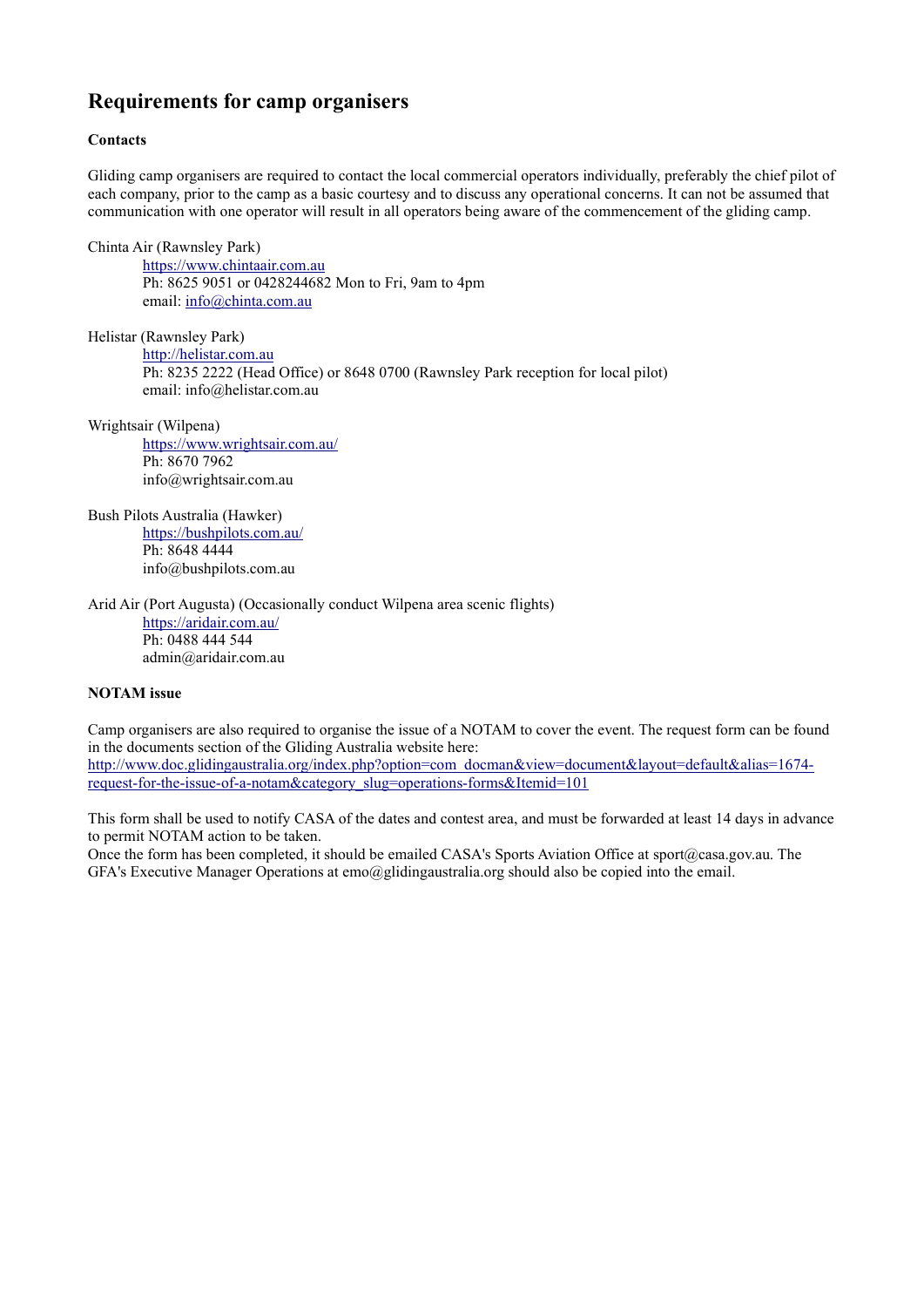## Requirements for camp organisers

**Contacts**

Gliding camp organisers are required to contact the local commercial operators individually, preferably the chief pilot of each company, prior to the camp as a basic courtesy and to discuss any operational concerns. It can not be assumed that communication with one operator will result in all operators being aware of the commencement of the gliding camp.

Chinta Air (Rawnsley Park)
   https://www.chintaair.com.au
   Ph: 8625 9051 or 0428244682 Mon to Fri, 9am to 4pm
   email: info@chinta.com.au

Helistar (Rawnsley Park)
   http://helistar.com.au
   Ph: 8235 2222 (Head Office) or 8648 0700 (Rawnsley Park reception for local pilot)
   email: info@helistar.com.au

Wrightsair (Wilpena)
   https://www.wrightsair.com.au/
   Ph: 8670 7962
   info@wrightsair.com.au

Bush Pilots Australia (Hawker)
   https://bushpilots.com.au/
   Ph: 8648 4444
   info@bushpilots.com.au

Arid Air (Port Augusta) (Occasionally conduct Wilpena area scenic flights)
   https://aridair.com.au/
   Ph: 0488 444 544
   admin@aridair.com.au

**NOTAM issue**

Camp organisers are also required to organise the issue of a NOTAM to cover the event. The request form can be found in the documents section of the Gliding Australia website here:
http://www.doc.glidingaustralia.org/index.php?option=com_docman&view=document&layout=default&alias=1674-request-for-the-issue-of-a-notam&category_slug=operations-forms&Itemid=101

This form shall be used to notify CASA of the dates and contest area, and must be forwarded at least 14 days in advance to permit NOTAM action to be taken.
Once the form has been completed, it should be emailed CASA's Sports Aviation Office at sport@casa.gov.au. The GFA's Executive Manager Operations at emo@glidingaustralia.org should also be copied into the email.